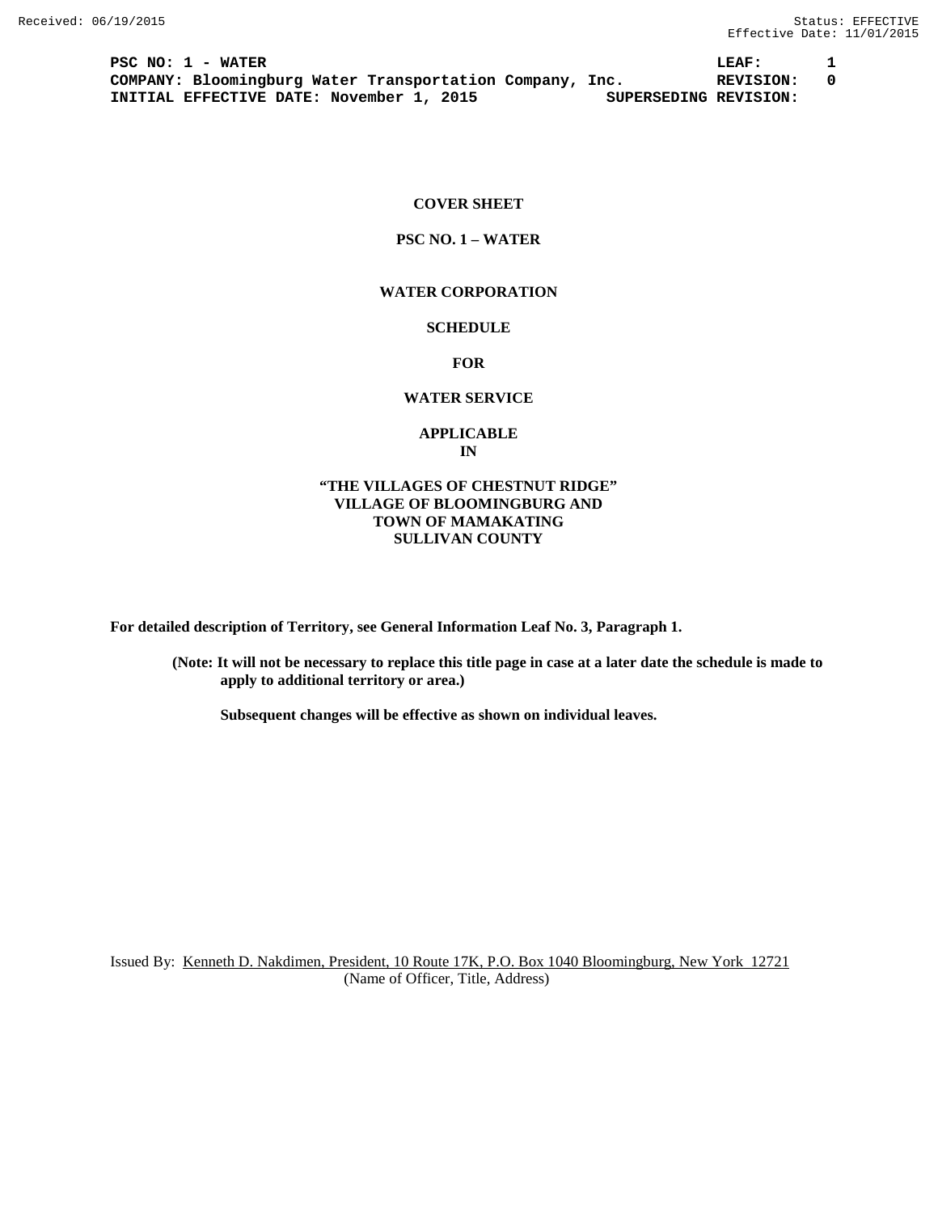Received: 06/19/2015 Status: EFFECTIVE
Effective Date: 11/01/2015

**PSC NO: 1 - WATER** **LEAF: 1**
**COMPANY: Bloomingburg Water Transportation Company, Inc.** **REVISION: 0**
**INITIAL EFFECTIVE DATE: November 1, 2015** **SUPERSEDING REVISION:**

**COVER SHEET**

**PSC NO. 1 – WATER**

**WATER CORPORATION**

**SCHEDULE**

**FOR**

**WATER SERVICE**

**APPLICABLE**
**IN**

**"THE VILLAGES OF CHESTNUT RIDGE"**
**VILLAGE OF BLOOMINGBURG AND**
**TOWN OF MAMAKATING**
**SULLIVAN COUNTY**

**For detailed description of Territory, see General Information Leaf No. 3, Paragraph 1.**

**(Note: It will not be necessary to replace this title page in case at a later date the schedule is made to apply to additional territory or area.)**

**Subsequent changes will be effective as shown on individual leaves.**

Issued By: Kenneth D. Nakdimen, President, 10 Route 17K, P.O. Box 1040 Bloomingburg, New York 12721
(Name of Officer, Title, Address)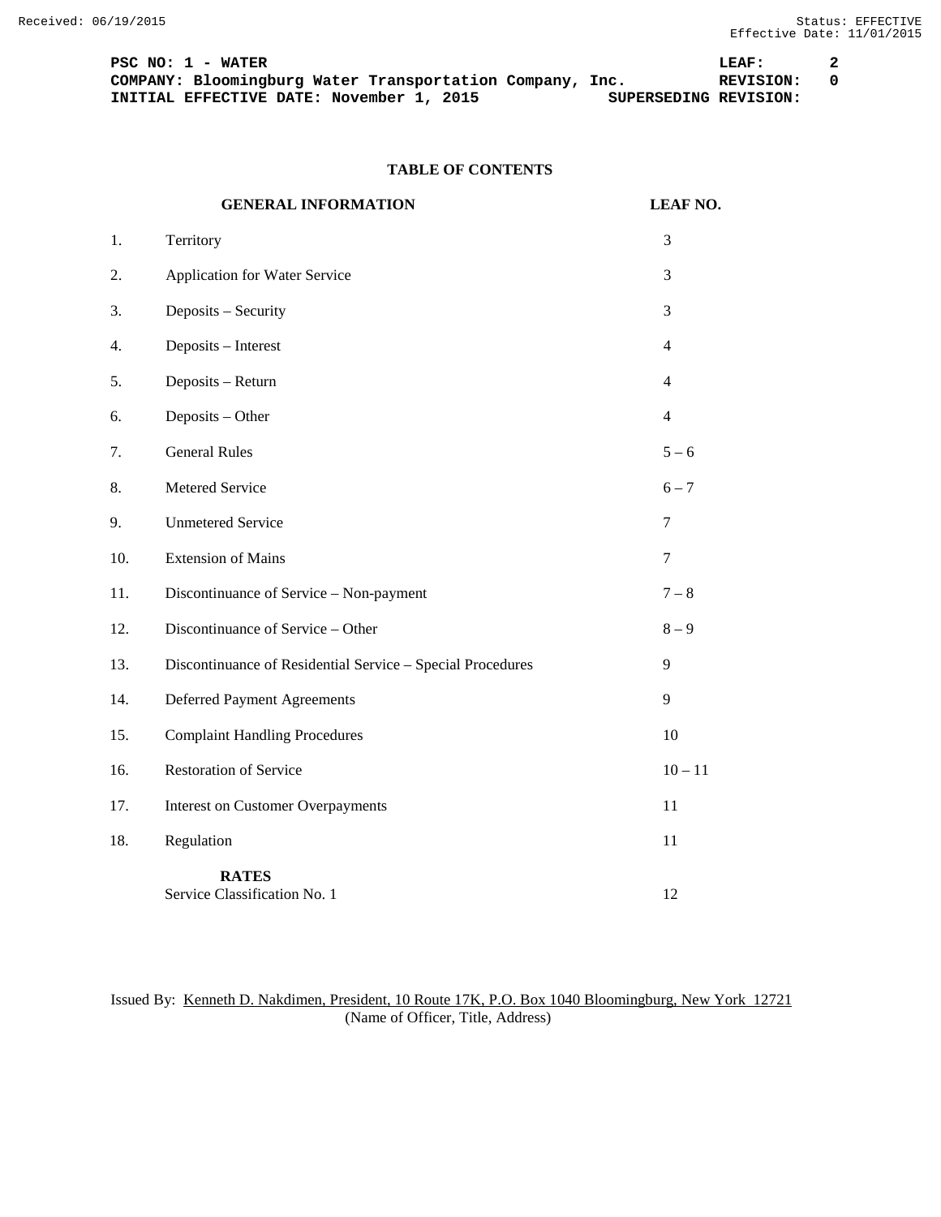PSC NO: 1 - WATER LEAF: 2
COMPANY: Bloomingburg Water Transportation Company, Inc. REVISION: 0
INITIAL EFFECTIVE DATE: November 1, 2015 SUPERSEDING REVISION:

## TABLE OF CONTENTS

| | GENERAL INFORMATION | LEAF NO. |
|---|---|---|
| 1. | Territory | 3 |
| 2. | Application for Water Service | 3 |
| 3. | Deposits – Security | 3 |
| 4. | Deposits – Interest | 4 |
| 5. | Deposits – Return | 4 |
| 6. | Deposits – Other | 4 |
| 7. | General Rules | 5 – 6 |
| 8. | Metered Service | 6 – 7 |
| 9. | Unmetered Service | 7 |
| 10. | Extension of Mains | 7 |
| 11. | Discontinuance of Service – Non-payment | 7 – 8 |
| 12. | Discontinuance of Service – Other | 8 – 9 |
| 13. | Discontinuance of Residential Service – Special Procedures | 9 |
| 14. | Deferred Payment Agreements | 9 |
| 15. | Complaint Handling Procedures | 10 |
| 16. | Restoration of Service | 10 – 11 |
| 17. | Interest on Customer Overpayments | 11 |
| 18. | Regulation | 11 |
| | **RATES** | |
| | Service Classification No. 1 | 12 |

Issued By: Kenneth D. Nakdimen, President, 10 Route 17K, P.O. Box 1040 Bloomingburg, New York 12721
(Name of Officer, Title, Address)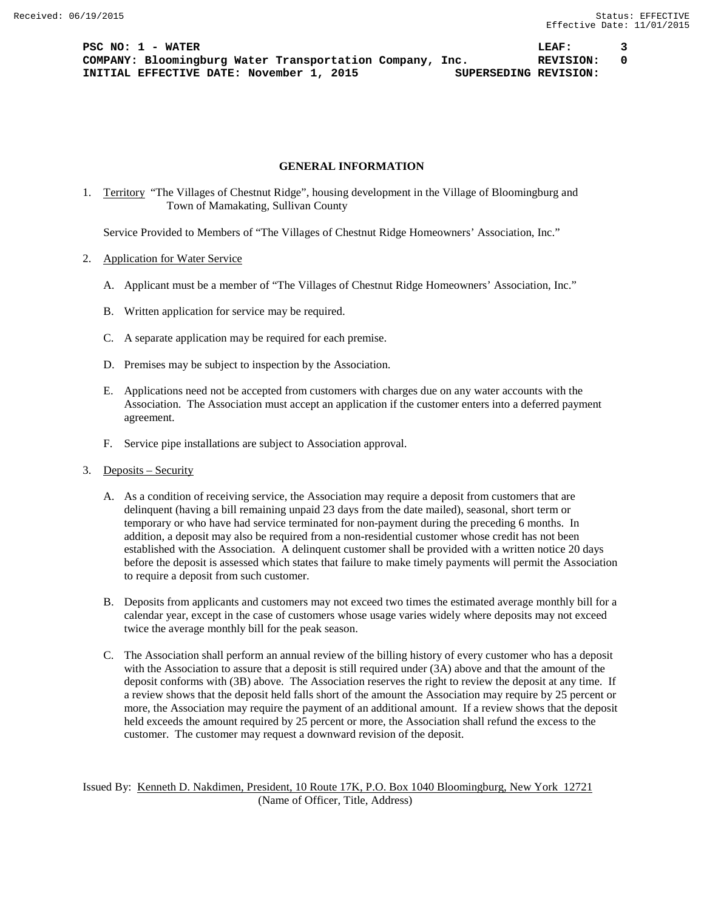## GENERAL INFORMATION

1. Territory "The Villages of Chestnut Ridge", housing development in the Village of Bloomingburg and Town of Mamakating, Sullivan County

   Service Provided to Members of "The Villages of Chestnut Ridge Homeowners' Association, Inc."

2. Application for Water Service

   A. Applicant must be a member of "The Villages of Chestnut Ridge Homeowners' Association, Inc."

   B. Written application for service may be required.

   C. A separate application may be required for each premise.

   D. Premises may be subject to inspection by the Association.

   E. Applications need not be accepted from customers with charges due on any water accounts with the Association. The Association must accept an application if the customer enters into a deferred payment agreement.

   F. Service pipe installations are subject to Association approval.

3. Deposits – Security

   A. As a condition of receiving service, the Association may require a deposit from customers that are delinquent (having a bill remaining unpaid 23 days from the date mailed), seasonal, short term or temporary or who have had service terminated for non-payment during the preceding 6 months. In addition, a deposit may also be required from a non-residential customer whose credit has not been established with the Association. A delinquent customer shall be provided with a written notice 20 days before the deposit is assessed which states that failure to make timely payments will permit the Association to require a deposit from such customer.

   B. Deposits from applicants and customers may not exceed two times the estimated average monthly bill for a calendar year, except in the case of customers whose usage varies widely where deposits may not exceed twice the average monthly bill for the peak season.

   C. The Association shall perform an annual review of the billing history of every customer who has a deposit with the Association to assure that a deposit is still required under (3A) above and that the amount of the deposit conforms with (3B) above. The Association reserves the right to review the deposit at any time. If a review shows that the deposit held falls short of the amount the Association may require by 25 percent or more, the Association may require the payment of an additional amount. If a review shows that the deposit held exceeds the amount required by 25 percent or more, the Association shall refund the excess to the customer. The customer may request a downward revision of the deposit.

Issued By: Kenneth D. Nakdimen, President, 10 Route 17K, P.O. Box 1040 Bloomingburg, New York 12721
(Name of Officer, Title, Address)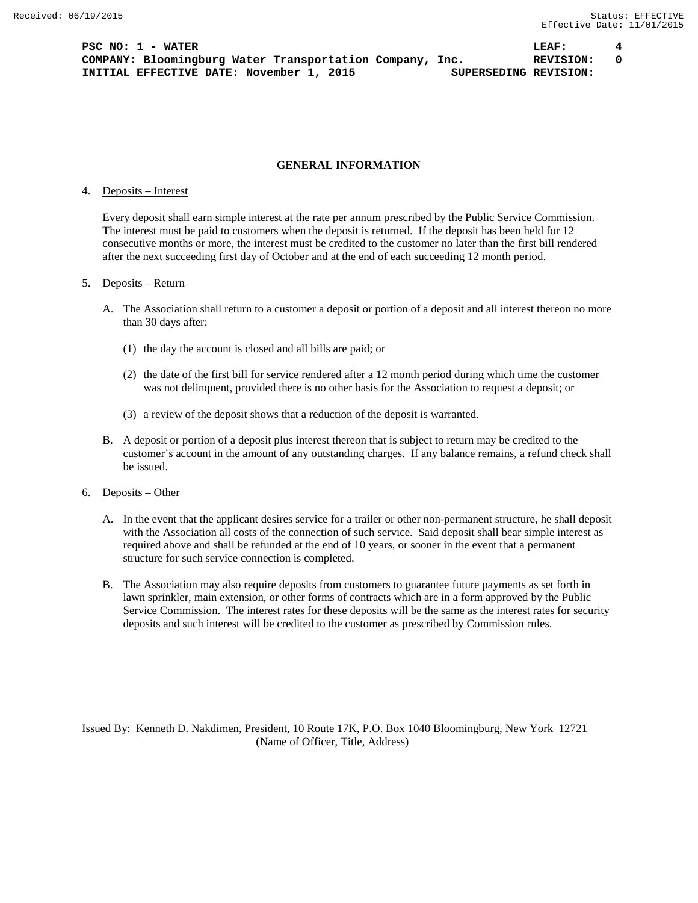## GENERAL INFORMATION

4. Deposits – Interest

   Every deposit shall earn simple interest at the rate per annum prescribed by the Public Service Commission. The interest must be paid to customers when the deposit is returned. If the deposit has been held for 12 consecutive months or more, the interest must be credited to the customer no later than the first bill rendered after the next succeeding first day of October and at the end of each succeeding 12 month period.

5. Deposits – Return

   A. The Association shall return to a customer a deposit or portion of a deposit and all interest thereon no more than 30 days after:

      (1) the day the account is closed and all bills are paid; or

      (2) the date of the first bill for service rendered after a 12 month period during which time the customer was not delinquent, provided there is no other basis for the Association to request a deposit; or

      (3) a review of the deposit shows that a reduction of the deposit is warranted.

   B. A deposit or portion of a deposit plus interest thereon that is subject to return may be credited to the customer's account in the amount of any outstanding charges. If any balance remains, a refund check shall be issued.

6. Deposits – Other

   A. In the event that the applicant desires service for a trailer or other non-permanent structure, he shall deposit with the Association all costs of the connection of such service. Said deposit shall bear simple interest as required above and shall be refunded at the end of 10 years, or sooner in the event that a permanent structure for such service connection is completed.

   B. The Association may also require deposits from customers to guarantee future payments as set forth in lawn sprinkler, main extension, or other forms of contracts which are in a form approved by the Public Service Commission. The interest rates for these deposits will be the same as the interest rates for security deposits and such interest will be credited to the customer as prescribed by Commission rules.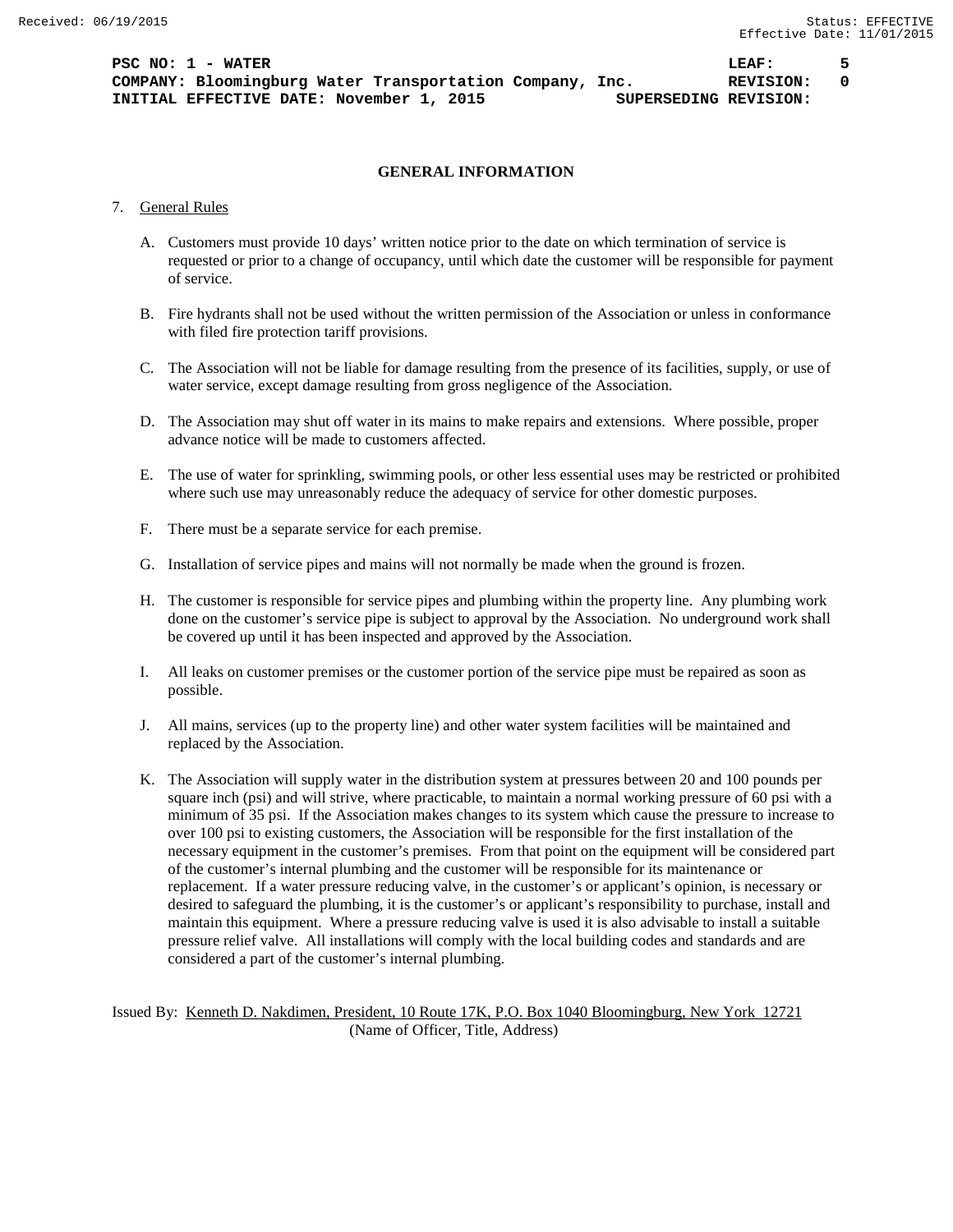## GENERAL INFORMATION

7. General Rules

   A. Customers must provide 10 days' written notice prior to the date on which termination of service is requested or prior to a change of occupancy, until which date the customer will be responsible for payment of service.

   B. Fire hydrants shall not be used without the written permission of the Association or unless in conformance with filed fire protection tariff provisions.

   C. The Association will not be liable for damage resulting from the presence of its facilities, supply, or use of water service, except damage resulting from gross negligence of the Association.

   D. The Association may shut off water in its mains to make repairs and extensions. Where possible, proper advance notice will be made to customers affected.

   E. The use of water for sprinkling, swimming pools, or other less essential uses may be restricted or prohibited where such use may unreasonably reduce the adequacy of service for other domestic purposes.

   F. There must be a separate service for each premise.

   G. Installation of service pipes and mains will not normally be made when the ground is frozen.

   H. The customer is responsible for service pipes and plumbing within the property line. Any plumbing work done on the customer's service pipe is subject to approval by the Association. No underground work shall be covered up until it has been inspected and approved by the Association.

   I. All leaks on customer premises or the customer portion of the service pipe must be repaired as soon as possible.

   J. All mains, services (up to the property line) and other water system facilities will be maintained and replaced by the Association.

   K. The Association will supply water in the distribution system at pressures between 20 and 100 pounds per square inch (psi) and will strive, where practicable, to maintain a normal working pressure of 60 psi with a minimum of 35 psi. If the Association makes changes to its system which cause the pressure to increase to over 100 psi to existing customers, the Association will be responsible for the first installation of the necessary equipment in the customer's premises. From that point on the equipment will be considered part of the customer's internal plumbing and the customer will be responsible for its maintenance or replacement. If a water pressure reducing valve, in the customer's or applicant's opinion, is necessary or desired to safeguard the plumbing, it is the customer's or applicant's responsibility to purchase, install and maintain this equipment. Where a pressure reducing valve is used it is also advisable to install a suitable pressure relief valve. All installations will comply with the local building codes and standards and are considered a part of the customer's internal plumbing.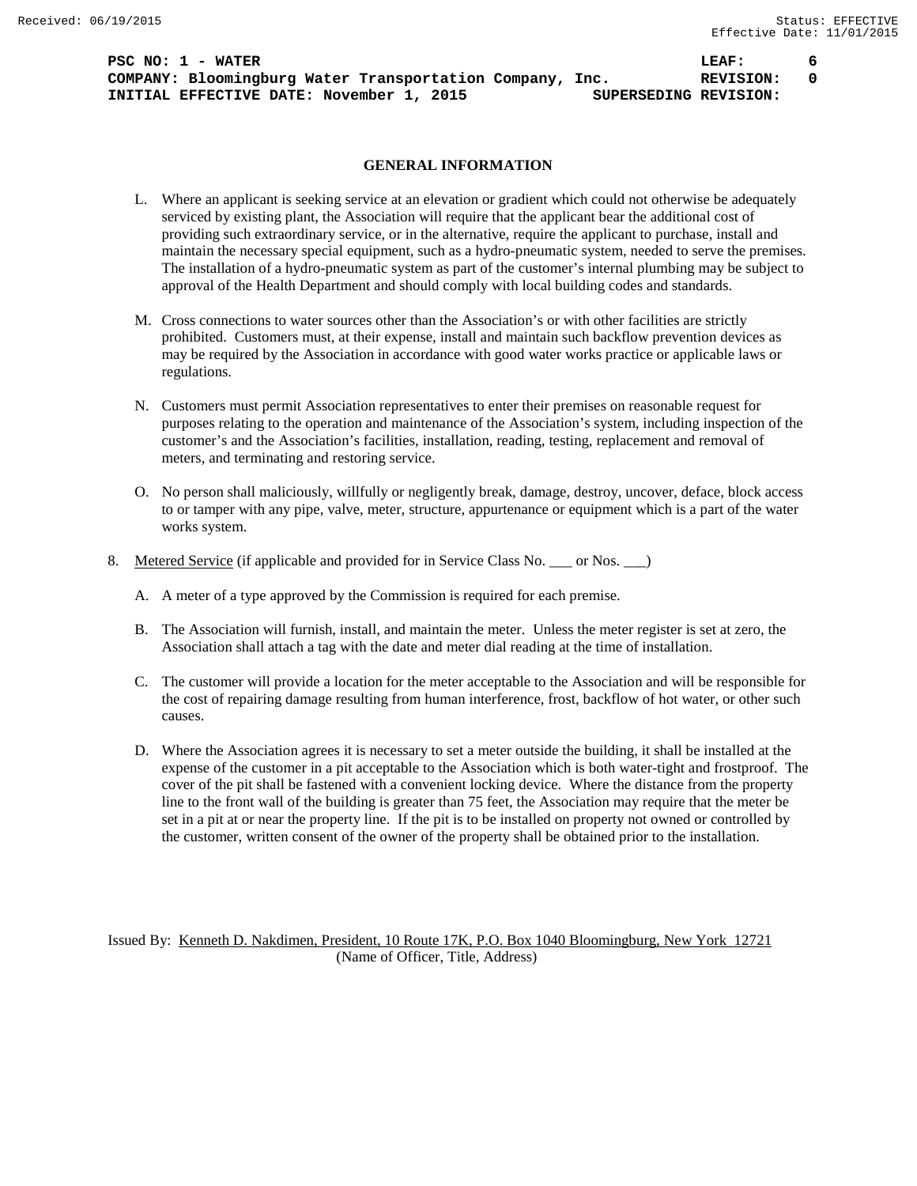## GENERAL INFORMATION

L. Where an applicant is seeking service at an elevation or gradient which could not otherwise be adequately serviced by existing plant, the Association will require that the applicant bear the additional cost of providing such extraordinary service, or in the alternative, require the applicant to purchase, install and maintain the necessary special equipment, such as a hydro-pneumatic system, needed to serve the premises. The installation of a hydro-pneumatic system as part of the customer's internal plumbing may be subject to approval of the Health Department and should comply with local building codes and standards.

M. Cross connections to water sources other than the Association's or with other facilities are strictly prohibited. Customers must, at their expense, install and maintain such backflow prevention devices as may be required by the Association in accordance with good water works practice or applicable laws or regulations.

N. Customers must permit Association representatives to enter their premises on reasonable request for purposes relating to the operation and maintenance of the Association's system, including inspection of the customer's and the Association's facilities, installation, reading, testing, replacement and removal of meters, and terminating and restoring service.

O. No person shall maliciously, willfully or negligently break, damage, destroy, uncover, deface, block access to or tamper with any pipe, valve, meter, structure, appurtenance or equipment which is a part of the water works system.

8. Metered Service (if applicable and provided for in Service Class No. ___ or Nos. ___)

   A. A meter of a type approved by the Commission is required for each premise.

   B. The Association will furnish, install, and maintain the meter. Unless the meter register is set at zero, the Association shall attach a tag with the date and meter dial reading at the time of installation.

   C. The customer will provide a location for the meter acceptable to the Association and will be responsible for the cost of repairing damage resulting from human interference, frost, backflow of hot water, or other such causes.

   D. Where the Association agrees it is necessary to set a meter outside the building, it shall be installed at the expense of the customer in a pit acceptable to the Association which is both water-tight and frostproof. The cover of the pit shall be fastened with a convenient locking device. Where the distance from the property line to the front wall of the building is greater than 75 feet, the Association may require that the meter be set in a pit at or near the property line. If the pit is to be installed on property not owned or controlled by the customer, written consent of the owner of the property shall be obtained prior to the installation.

Issued By: Kenneth D. Nakdimen, President, 10 Route 17K, P.O. Box 1040 Bloomingburg, New York 12721
(Name of Officer, Title, Address)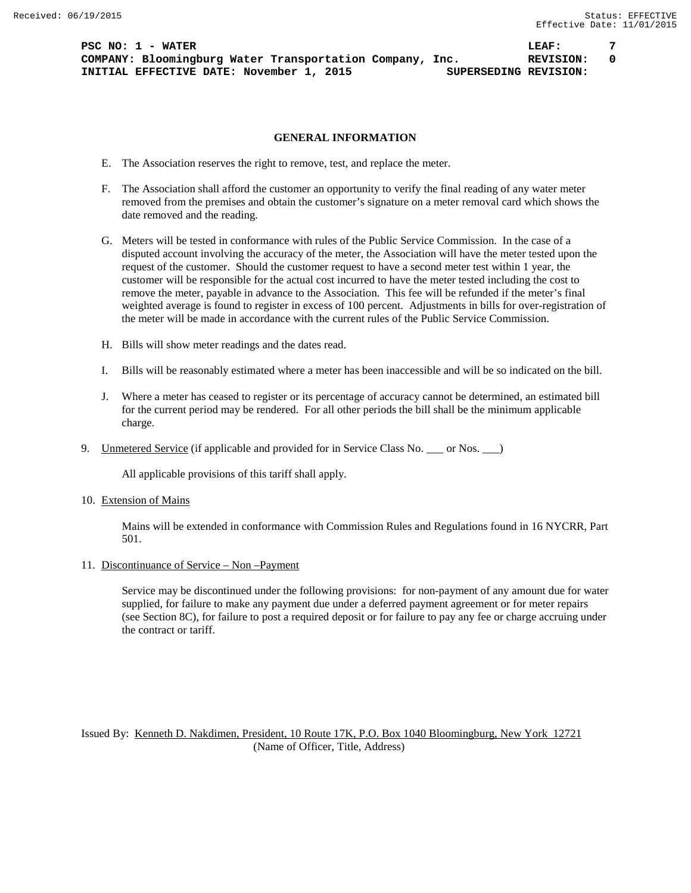PSC NO: 1 - WATER LEAF: 7
COMPANY: Bloomingburg Water Transportation Company, Inc. REVISION: 0
INITIAL EFFECTIVE DATE: November 1, 2015 SUPERSEDING REVISION:

## GENERAL INFORMATION

E. The Association reserves the right to remove, test, and replace the meter.

F. The Association shall afford the customer an opportunity to verify the final reading of any water meter removed from the premises and obtain the customer's signature on a meter removal card which shows the date removed and the reading.

G. Meters will be tested in conformance with rules of the Public Service Commission. In the case of a disputed account involving the accuracy of the meter, the Association will have the meter tested upon the request of the customer. Should the customer request to have a second meter test within 1 year, the customer will be responsible for the actual cost incurred to have the meter tested including the cost to remove the meter, payable in advance to the Association. This fee will be refunded if the meter's final weighted average is found to register in excess of 100 percent. Adjustments in bills for over-registration of the meter will be made in accordance with the current rules of the Public Service Commission.

H. Bills will show meter readings and the dates read.

I. Bills will be reasonably estimated where a meter has been inaccessible and will be so indicated on the bill.

J. Where a meter has ceased to register or its percentage of accuracy cannot be determined, an estimated bill for the current period may be rendered. For all other periods the bill shall be the minimum applicable charge.

9. Unmetered Service (if applicable and provided for in Service Class No. ___ or Nos. ___)

   All applicable provisions of this tariff shall apply.

10. Extension of Mains

    Mains will be extended in conformance with Commission Rules and Regulations found in 16 NYCRR, Part 501.

11. Discontinuance of Service – Non –Payment

    Service may be discontinued under the following provisions: for non-payment of any amount due for water supplied, for failure to make any payment due under a deferred payment agreement or for meter repairs (see Section 8C), for failure to post a required deposit or for failure to pay any fee or charge accruing under the contract or tariff.

Issued By: Kenneth D. Nakdimen, President, 10 Route 17K, P.O. Box 1040 Bloomingburg, New York 12721
(Name of Officer, Title, Address)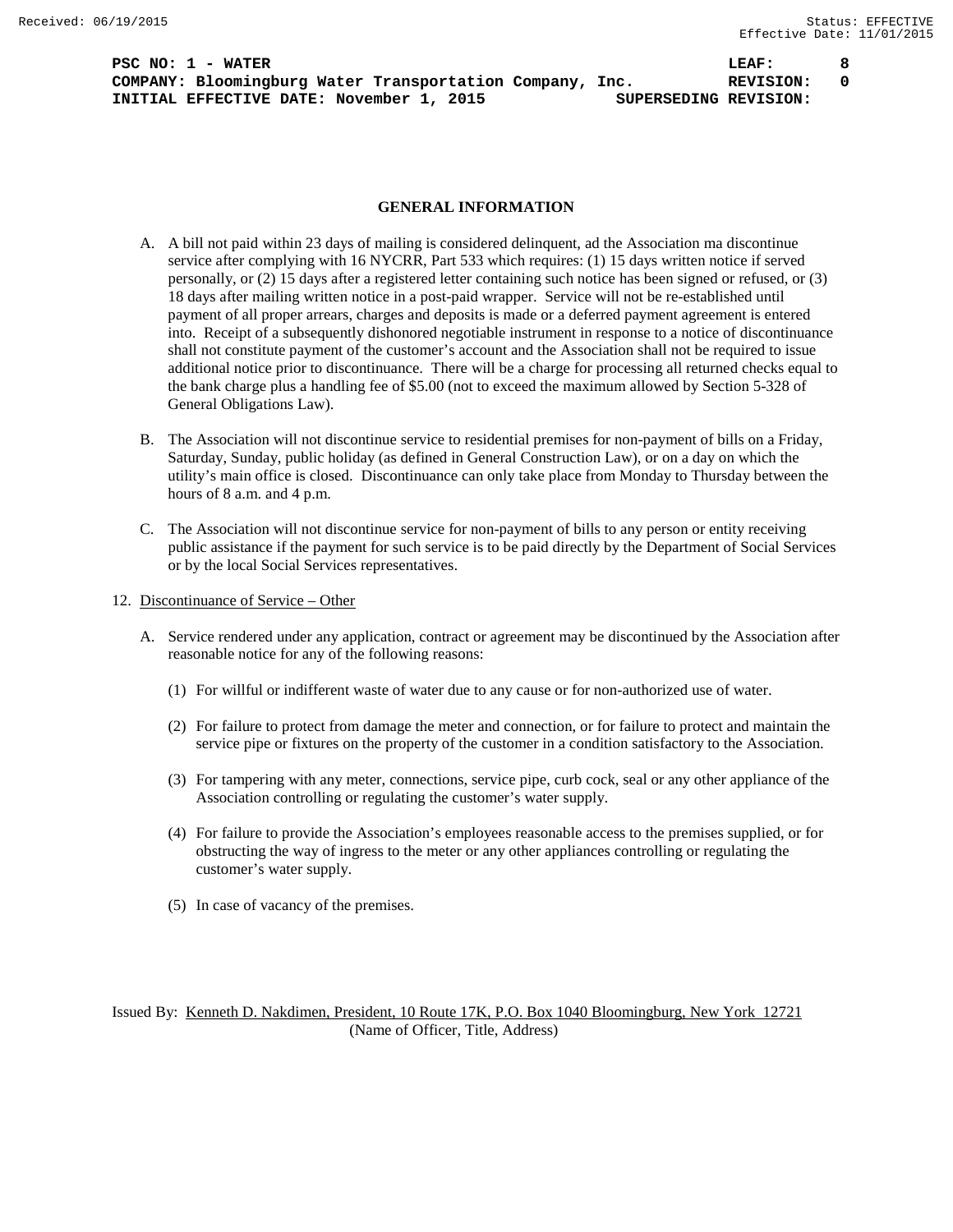## GENERAL INFORMATION

A. A bill not paid within 23 days of mailing is considered delinquent, ad the Association ma discontinue service after complying with 16 NYCRR, Part 533 which requires: (1) 15 days written notice if served personally, or (2) 15 days after a registered letter containing such notice has been signed or refused, or (3) 18 days after mailing written notice in a post-paid wrapper. Service will not be re-established until payment of all proper arrears, charges and deposits is made or a deferred payment agreement is entered into. Receipt of a subsequently dishonored negotiable instrument in response to a notice of discontinuance shall not constitute payment of the customer's account and the Association shall not be required to issue additional notice prior to discontinuance. There will be a charge for processing all returned checks equal to the bank charge plus a handling fee of $5.00 (not to exceed the maximum allowed by Section 5-328 of General Obligations Law).

B. The Association will not discontinue service to residential premises for non-payment of bills on a Friday, Saturday, Sunday, public holiday (as defined in General Construction Law), or on a day on which the utility's main office is closed. Discontinuance can only take place from Monday to Thursday between the hours of 8 a.m. and 4 p.m.

C. The Association will not discontinue service for non-payment of bills to any person or entity receiving public assistance if the payment for such service is to be paid directly by the Department of Social Services or by the local Social Services representatives.

12. Discontinuance of Service – Other

A. Service rendered under any application, contract or agreement may be discontinued by the Association after reasonable notice for any of the following reasons:

(1) For willful or indifferent waste of water due to any cause or for non-authorized use of water.

(2) For failure to protect from damage the meter and connection, or for failure to protect and maintain the service pipe or fixtures on the property of the customer in a condition satisfactory to the Association.

(3) For tampering with any meter, connections, service pipe, curb cock, seal or any other appliance of the Association controlling or regulating the customer's water supply.

(4) For failure to provide the Association's employees reasonable access to the premises supplied, or for obstructing the way of ingress to the meter or any other appliances controlling or regulating the customer's water supply.

(5) In case of vacancy of the premises.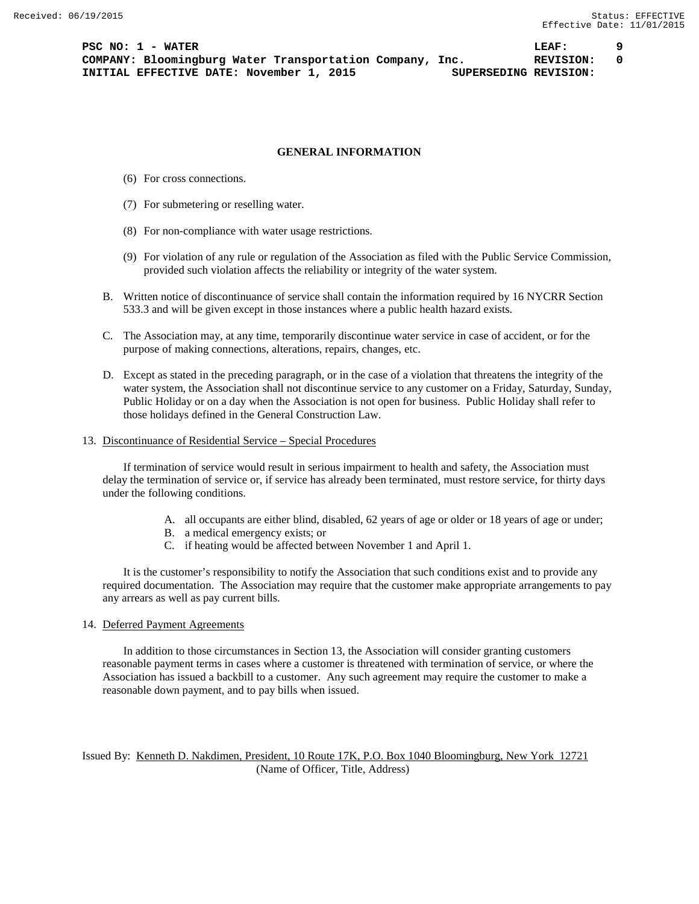## GENERAL INFORMATION

(6) For cross connections.

(7) For submetering or reselling water.

(8) For non-compliance with water usage restrictions.

(9) For violation of any rule or regulation of the Association as filed with the Public Service Commission, provided such violation affects the reliability or integrity of the water system.

B. Written notice of discontinuance of service shall contain the information required by 16 NYCRR Section 533.3 and will be given except in those instances where a public health hazard exists.

C. The Association may, at any time, temporarily discontinue water service in case of accident, or for the purpose of making connections, alterations, repairs, changes, etc.

D. Except as stated in the preceding paragraph, or in the case of a violation that threatens the integrity of the water system, the Association shall not discontinue service to any customer on a Friday, Saturday, Sunday, Public Holiday or on a day when the Association is not open for business. Public Holiday shall refer to those holidays defined in the General Construction Law.

13. Discontinuance of Residential Service – Special Procedures

If termination of service would result in serious impairment to health and safety, the Association must delay the termination of service or, if service has already been terminated, must restore service, for thirty days under the following conditions.

A. all occupants are either blind, disabled, 62 years of age or older or 18 years of age or under;
B. a medical emergency exists; or
C. if heating would be affected between November 1 and April 1.

It is the customer's responsibility to notify the Association that such conditions exist and to provide any required documentation. The Association may require that the customer make appropriate arrangements to pay any arrears as well as pay current bills.

14. Deferred Payment Agreements

In addition to those circumstances in Section 13, the Association will consider granting customers reasonable payment terms in cases where a customer is threatened with termination of service, or where the Association has issued a backbill to a customer. Any such agreement may require the customer to make a reasonable down payment, and to pay bills when issued.

Issued By: Kenneth D. Nakdimen, President, 10 Route 17K, P.O. Box 1040 Bloomingburg, New York 12721
(Name of Officer, Title, Address)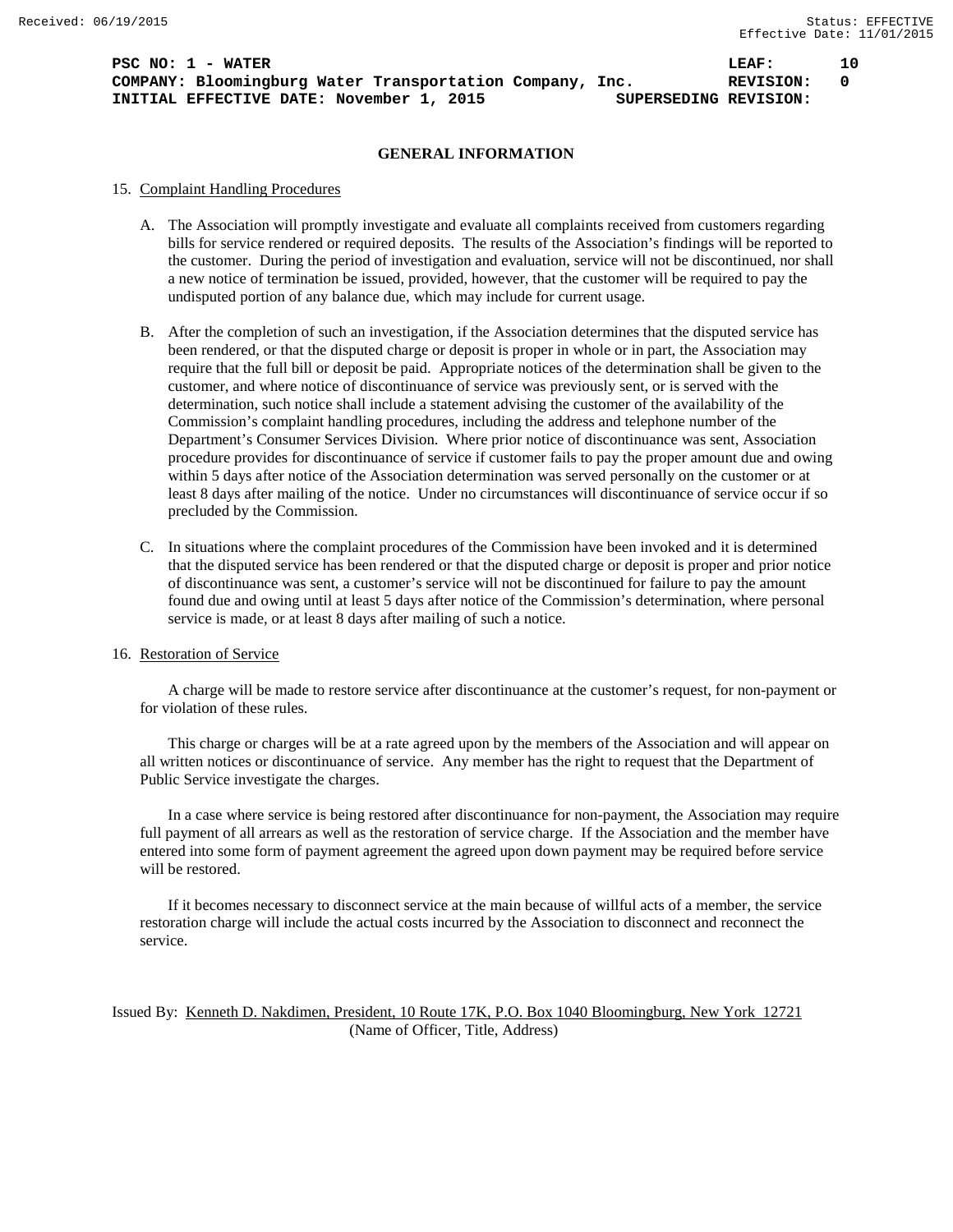## GENERAL INFORMATION

15. Complaint Handling Procedures

    A. The Association will promptly investigate and evaluate all complaints received from customers regarding bills for service rendered or required deposits. The results of the Association's findings will be reported to the customer. During the period of investigation and evaluation, service will not be discontinued, nor shall a new notice of termination be issued, provided, however, that the customer will be required to pay the undisputed portion of any balance due, which may include for current usage.

    B. After the completion of such an investigation, if the Association determines that the disputed service has been rendered, or that the disputed charge or deposit is proper in whole or in part, the Association may require that the full bill or deposit be paid. Appropriate notices of the determination shall be given to the customer, and where notice of discontinuance of service was previously sent, or is served with the determination, such notice shall include a statement advising the customer of the availability of the Commission's complaint handling procedures, including the address and telephone number of the Department's Consumer Services Division. Where prior notice of discontinuance was sent, Association procedure provides for discontinuance of service if customer fails to pay the proper amount due and owing within 5 days after notice of the Association determination was served personally on the customer or at least 8 days after mailing of the notice. Under no circumstances will discontinuance of service occur if so precluded by the Commission.

    C. In situations where the complaint procedures of the Commission have been invoked and it is determined that the disputed service has been rendered or that the disputed charge or deposit is proper and prior notice of discontinuance was sent, a customer's service will not be discontinued for failure to pay the amount found due and owing until at least 5 days after notice of the Commission's determination, where personal service is made, or at least 8 days after mailing of such a notice.

16. Restoration of Service

    A charge will be made to restore service after discontinuance at the customer's request, for non-payment or for violation of these rules.

    This charge or charges will be at a rate agreed upon by the members of the Association and will appear on all written notices or discontinuance of service. Any member has the right to request that the Department of Public Service investigate the charges.

    In a case where service is being restored after discontinuance for non-payment, the Association may require full payment of all arrears as well as the restoration of service charge. If the Association and the member have entered into some form of payment agreement the agreed upon down payment may be required before service will be restored.

    If it becomes necessary to disconnect service at the main because of willful acts of a member, the service restoration charge will include the actual costs incurred by the Association to disconnect and reconnect the service.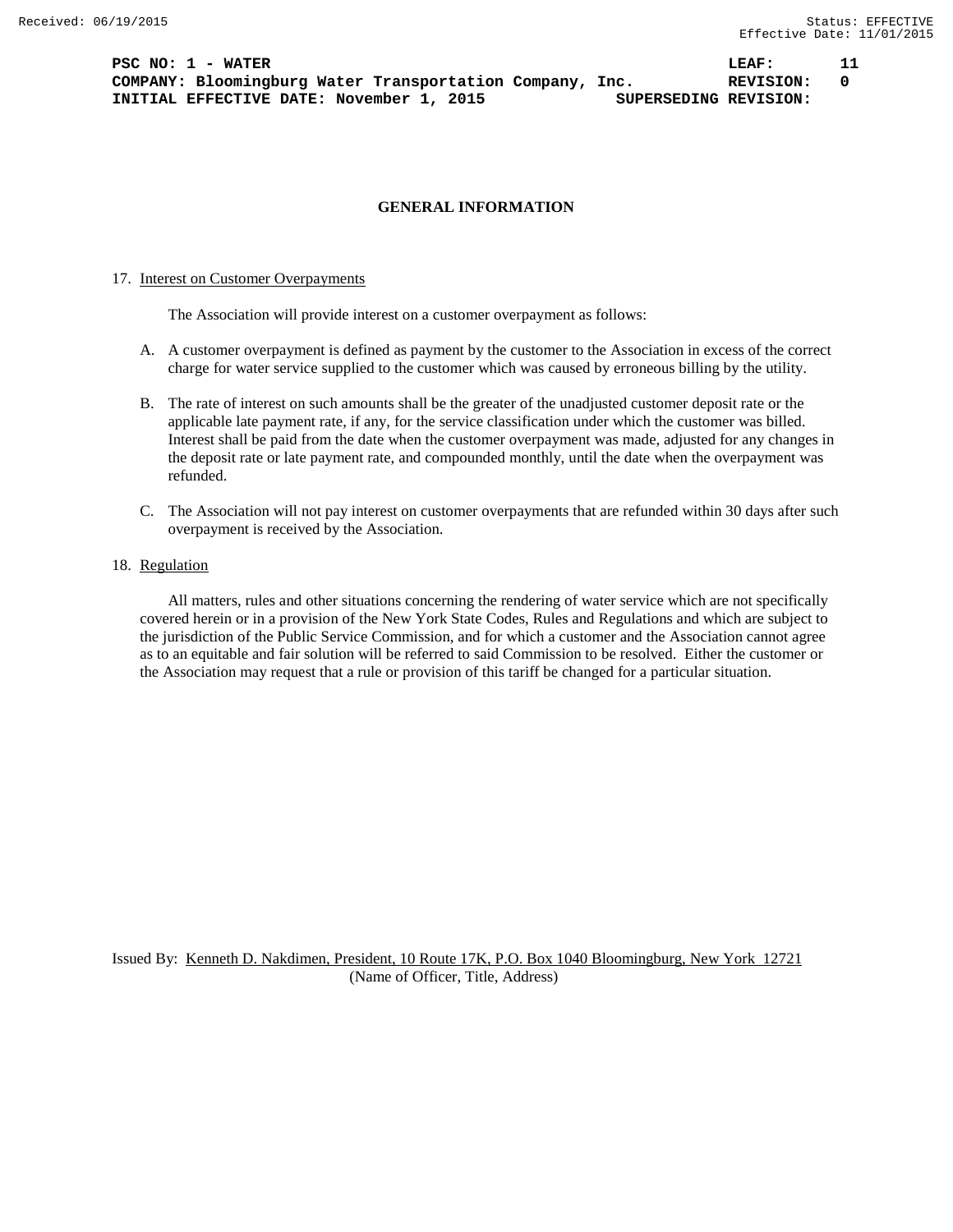PSC NO: 1 - WATER LEAF: 11
COMPANY: Bloomingburg Water Transportation Company, Inc. REVISION: 0
INITIAL EFFECTIVE DATE: November 1, 2015 SUPERSEDING REVISION:

## GENERAL INFORMATION

17. Interest on Customer Overpayments

The Association will provide interest on a customer overpayment as follows:

A. A customer overpayment is defined as payment by the customer to the Association in excess of the correct charge for water service supplied to the customer which was caused by erroneous billing by the utility.

B. The rate of interest on such amounts shall be the greater of the unadjusted customer deposit rate or the applicable late payment rate, if any, for the service classification under which the customer was billed. Interest shall be paid from the date when the customer overpayment was made, adjusted for any changes in the deposit rate or late payment rate, and compounded monthly, until the date when the overpayment was refunded.

C. The Association will not pay interest on customer overpayments that are refunded within 30 days after such overpayment is received by the Association.

18. Regulation

All matters, rules and other situations concerning the rendering of water service which are not specifically covered herein or in a provision of the New York State Codes, Rules and Regulations and which are subject to the jurisdiction of the Public Service Commission, and for which a customer and the Association cannot agree as to an equitable and fair solution will be referred to said Commission to be resolved. Either the customer or the Association may request that a rule or provision of this tariff be changed for a particular situation.

Issued By: Kenneth D. Nakdimen, President, 10 Route 17K, P.O. Box 1040 Bloomingburg, New York 12721
(Name of Officer, Title, Address)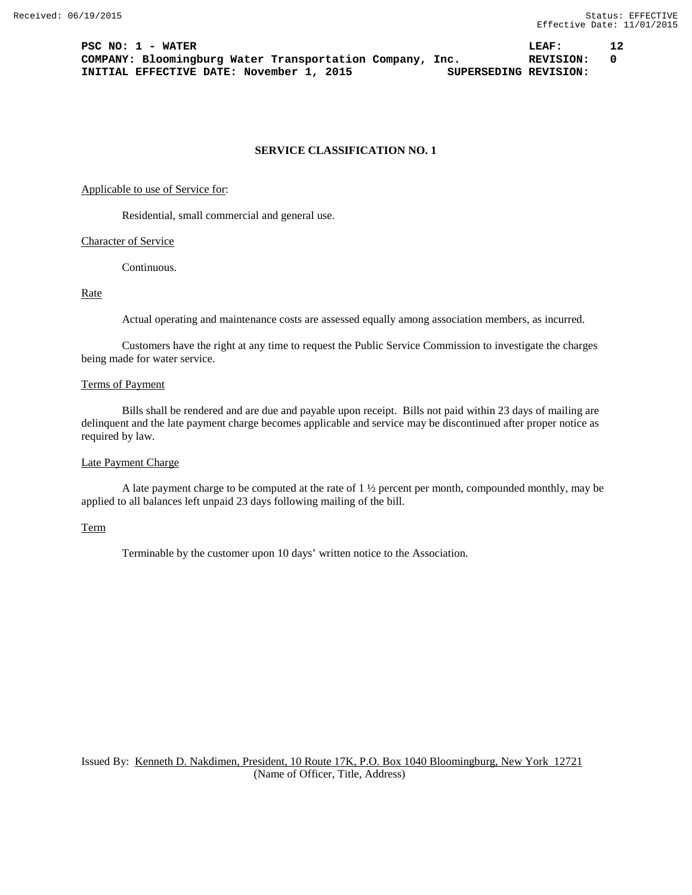## SERVICE CLASSIFICATION NO. 1

Applicable to use of Service for:

Residential, small commercial and general use.

Character of Service

Continuous.

Rate

Actual operating and maintenance costs are assessed equally among association members, as incurred.

Customers have the right at any time to request the Public Service Commission to investigate the charges being made for water service.

Terms of Payment

Bills shall be rendered and are due and payable upon receipt. Bills not paid within 23 days of mailing are delinquent and the late payment charge becomes applicable and service may be discontinued after proper notice as required by law.

Late Payment Charge

A late payment charge to be computed at the rate of 1 ½ percent per month, compounded monthly, may be applied to all balances left unpaid 23 days following mailing of the bill.

Term

Terminable by the customer upon 10 days' written notice to the Association.